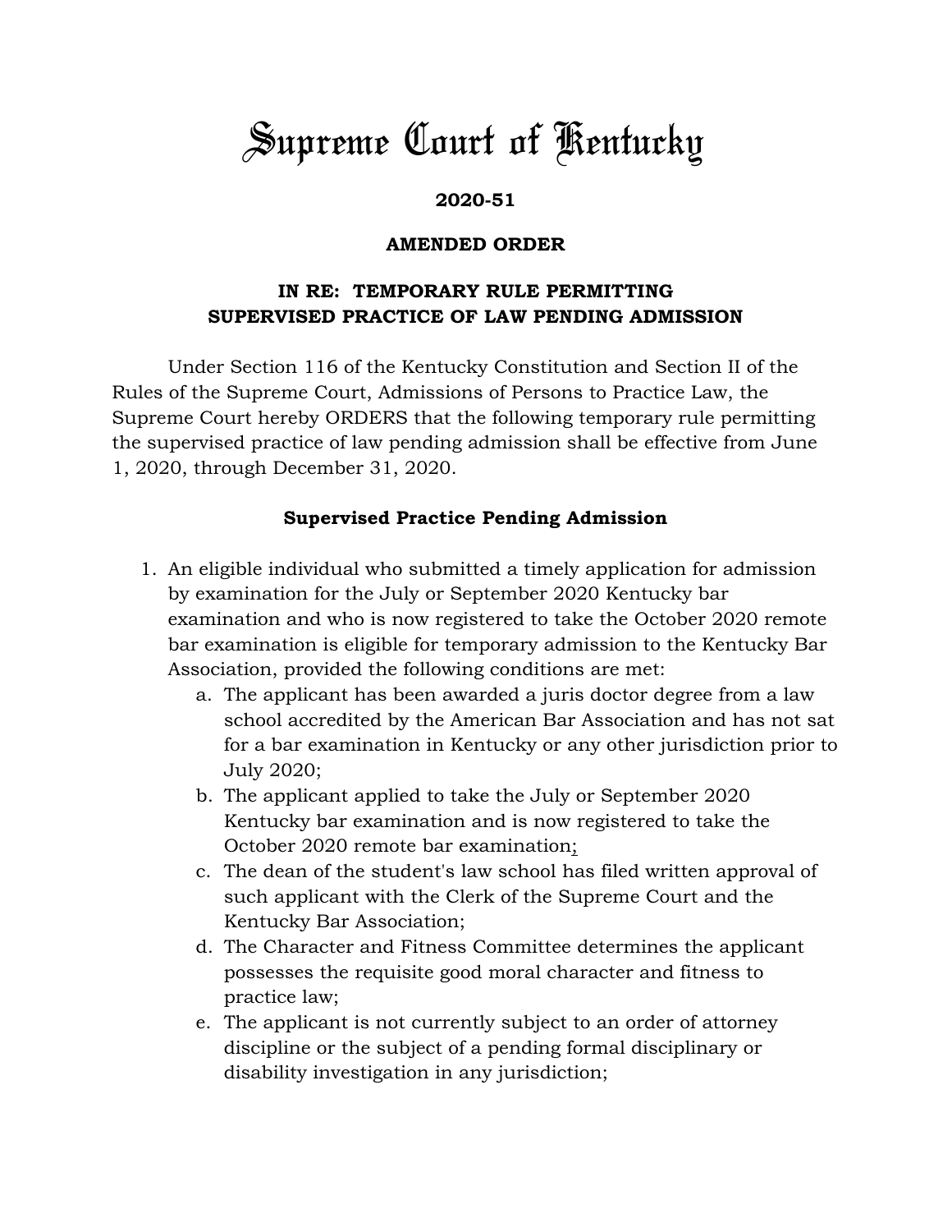# Supreme Court of Kentucky

**2020-51**

**AMENDED ORDER**

**IN RE: TEMPORARY RULE PERMITTING SUPERVISED PRACTICE OF LAW PENDING ADMISSION**

Under Section 116 of the Kentucky Constitution and Section II of the Rules of the Supreme Court, Admissions of Persons to Practice Law, the Supreme Court hereby ORDERS that the following temporary rule permitting the supervised practice of law pending admission shall be effective from June 1, 2020, through December 31, 2020.

**Supervised Practice Pending Admission**

1. An eligible individual who submitted a timely application for admission by examination for the July or September 2020 Kentucky bar examination and who is now registered to take the October 2020 remote bar examination is eligible for temporary admission to the Kentucky Bar Association, provided the following conditions are met:
   a. The applicant has been awarded a juris doctor degree from a law school accredited by the American Bar Association and has not sat for a bar examination in Kentucky or any other jurisdiction prior to July 2020;
   b. The applicant applied to take the July or September 2020 Kentucky bar examination and is now registered to take the October 2020 remote bar examination;
   c. The dean of the student's law school has filed written approval of such applicant with the Clerk of the Supreme Court and the Kentucky Bar Association;
   d. The Character and Fitness Committee determines the applicant possesses the requisite good moral character and fitness to practice law;
   e. The applicant is not currently subject to an order of attorney discipline or the subject of a pending formal disciplinary or disability investigation in any jurisdiction;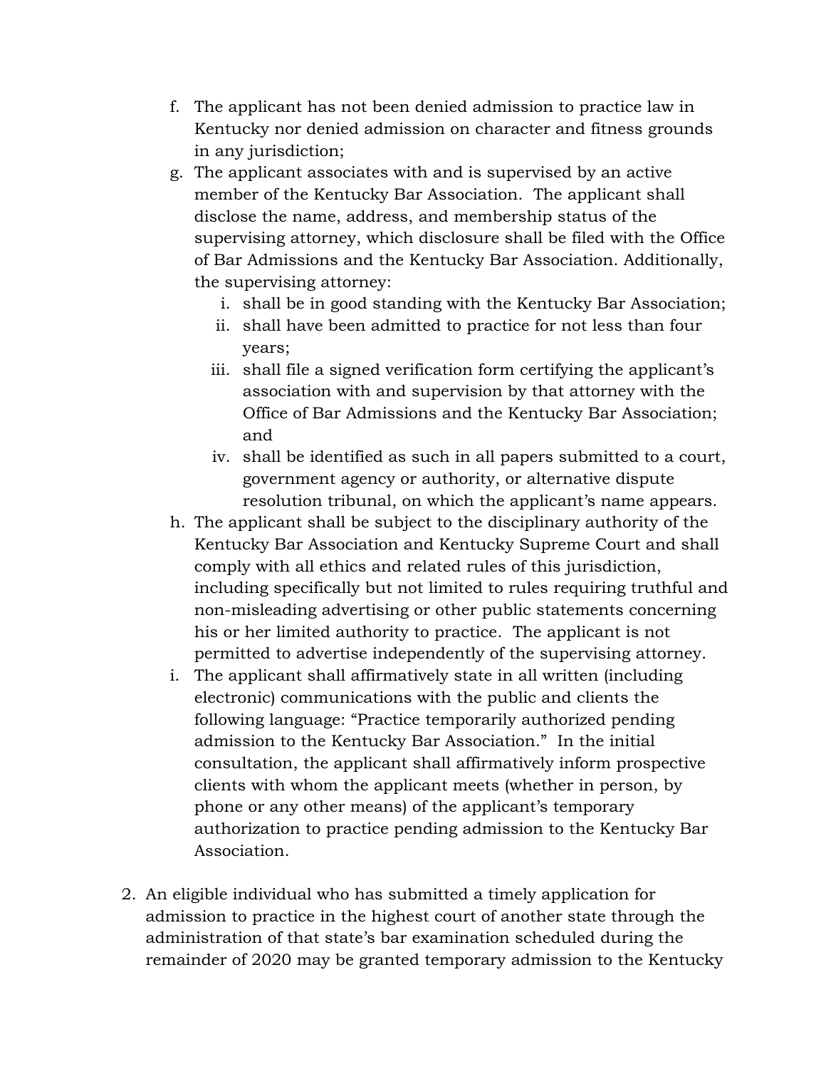f. The applicant has not been denied admission to practice law in Kentucky nor denied admission on character and fitness grounds in any jurisdiction;

g. The applicant associates with and is supervised by an active member of the Kentucky Bar Association. The applicant shall disclose the name, address, and membership status of the supervising attorney, which disclosure shall be filed with the Office of Bar Admissions and the Kentucky Bar Association. Additionally, the supervising attorney:

   i. shall be in good standing with the Kentucky Bar Association;

   ii. shall have been admitted to practice for not less than four years;

   iii. shall file a signed verification form certifying the applicant's association with and supervision by that attorney with the Office of Bar Admissions and the Kentucky Bar Association; and

   iv. shall be identified as such in all papers submitted to a court, government agency or authority, or alternative dispute resolution tribunal, on which the applicant's name appears.

h. The applicant shall be subject to the disciplinary authority of the Kentucky Bar Association and Kentucky Supreme Court and shall comply with all ethics and related rules of this jurisdiction, including specifically but not limited to rules requiring truthful and non-misleading advertising or other public statements concerning his or her limited authority to practice. The applicant is not permitted to advertise independently of the supervising attorney.

i. The applicant shall affirmatively state in all written (including electronic) communications with the public and clients the following language: "Practice temporarily authorized pending admission to the Kentucky Bar Association." In the initial consultation, the applicant shall affirmatively inform prospective clients with whom the applicant meets (whether in person, by phone or any other means) of the applicant's temporary authorization to practice pending admission to the Kentucky Bar Association.

2. An eligible individual who has submitted a timely application for admission to practice in the highest court of another state through the administration of that state's bar examination scheduled during the remainder of 2020 may be granted temporary admission to the Kentucky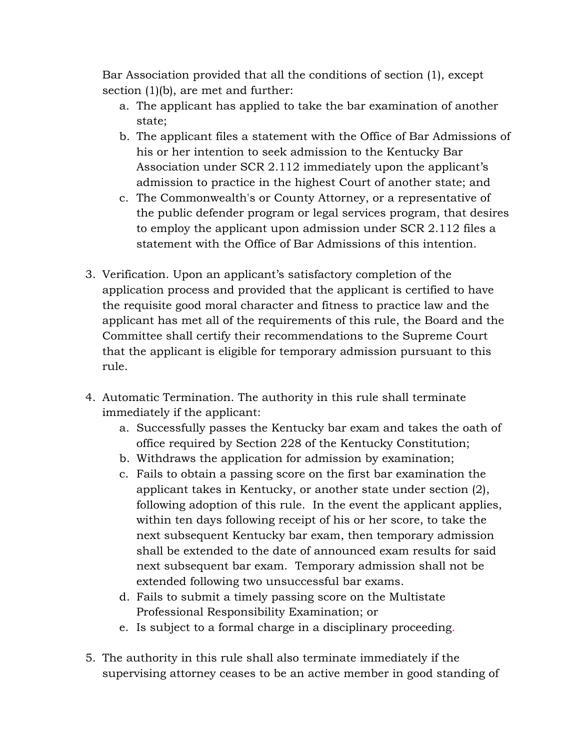Bar Association provided that all the conditions of section (1), except section (1)(b), are met and further:

   a. The applicant has applied to take the bar examination of another state;
   b. The applicant files a statement with the Office of Bar Admissions of his or her intention to seek admission to the Kentucky Bar Association under SCR 2.112 immediately upon the applicant's admission to practice in the highest Court of another state; and
   c. The Commonwealth's or County Attorney, or a representative of the public defender program or legal services program, that desires to employ the applicant upon admission under SCR 2.112 files a statement with the Office of Bar Admissions of this intention.

3. Verification. Upon an applicant's satisfactory completion of the application process and provided that the applicant is certified to have the requisite good moral character and fitness to practice law and the applicant has met all of the requirements of this rule, the Board and the Committee shall certify their recommendations to the Supreme Court that the applicant is eligible for temporary admission pursuant to this rule.

4. Automatic Termination. The authority in this rule shall terminate immediately if the applicant:
   a. Successfully passes the Kentucky bar exam and takes the oath of office required by Section 228 of the Kentucky Constitution;
   b. Withdraws the application for admission by examination;
   c. Fails to obtain a passing score on the first bar examination the applicant takes in Kentucky, or another state under section (2), following adoption of this rule. In the event the applicant applies, within ten days following receipt of his or her score, to take the next subsequent Kentucky bar exam, then temporary admission shall be extended to the date of announced exam results for said next subsequent bar exam. Temporary admission shall not be extended following two unsuccessful bar exams.
   d. Fails to submit a timely passing score on the Multistate Professional Responsibility Examination; or
   e. Is subject to a formal charge in a disciplinary proceeding.

5. The authority in this rule shall also terminate immediately if the supervising attorney ceases to be an active member in good standing of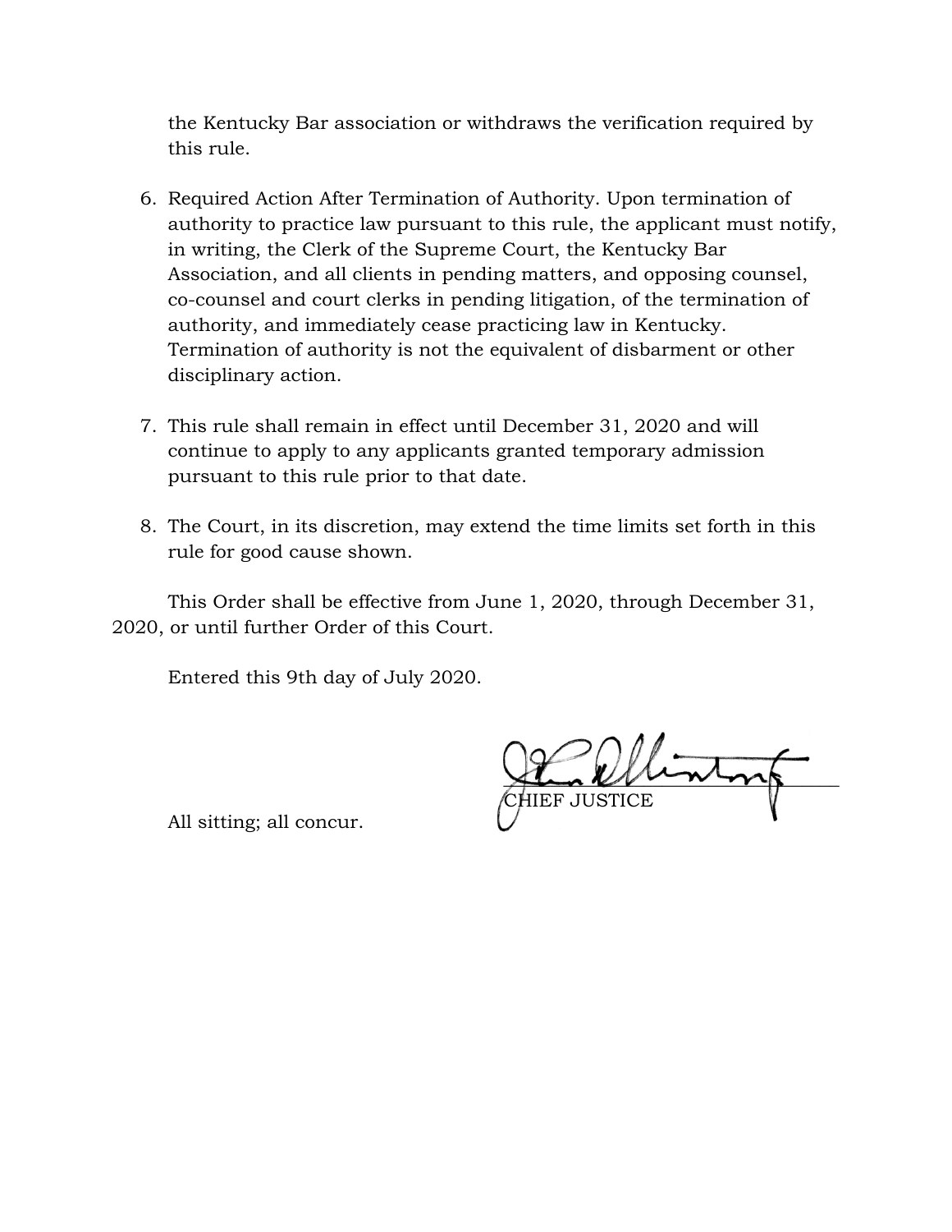the Kentucky Bar association or withdraws the verification required by this rule.

6. Required Action After Termination of Authority. Upon termination of authority to practice law pursuant to this rule, the applicant must notify, in writing, the Clerk of the Supreme Court, the Kentucky Bar Association, and all clients in pending matters, and opposing counsel, co-counsel and court clerks in pending litigation, of the termination of authority, and immediately cease practicing law in Kentucky. Termination of authority is not the equivalent of disbarment or other disciplinary action.

7. This rule shall remain in effect until December 31, 2020 and will continue to apply to any applicants granted temporary admission pursuant to this rule prior to that date.

8. The Court, in its discretion, may extend the time limits set forth in this rule for good cause shown.

This Order shall be effective from June 1, 2020, through December 31, 2020, or until further Order of this Court.

Entered this 9th day of July 2020.

CHIEF JUSTICE

All sitting; all concur.